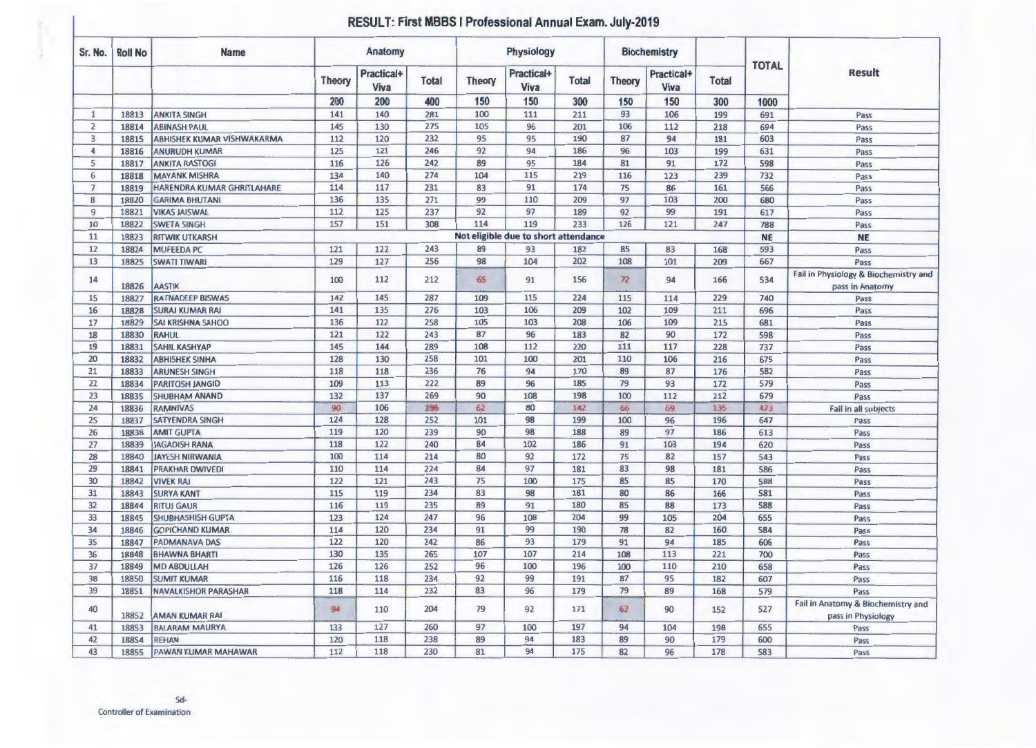# RESULT: First MBBS I Professional Annual Exam. July-2019

| Sr. No. | Roll No | Name | Anatomy | | | Physiology | | | Biochemistry | | | TOTAL | Result |
|---|---|---|---|---|---|---|---|---|---|---|---|---|---|
| | | | Theory | Practical+ Viva | Total | Theory | Practical+ Viva | Total | Theory | Practical+ Viva | Total | | |
| | | | 200 | 200 | 400 | 150 | 150 | 300 | 150 | 150 | 300 | 1000 | |
| 1 | 18813 | ANKITA SINGH | 141 | 140 | 281 | 100 | 111 | 211 | 93 | 106 | 199 | 691 | Pass |
| 2 | 18814 | ABINASH PAUL | 145 | 130 | 275 | 105 | 96 | 201 | 106 | 112 | 218 | 694 | Pass |
| 3 | 18815 | ABHISHEK KUMAR VISHWAKARMA | 112 | 120 | 232 | 95 | 95 | 190 | 87 | 94 | 181 | 603 | Pass |
| 4 | 18816 | ANURUDH KUMAR | 125 | 121 | 246 | 92 | 94 | 186 | 96 | 103 | 199 | 631 | Pass |
| 5 | 18817 | ANKITA RASTOGI | 116 | 126 | 242 | 89 | 95 | 184 | 81 | 91 | 172 | 598 | Pass |
| 6 | 18818 | MAYANK MISHRA | 134 | 140 | 274 | 104 | 115 | 219 | 116 | 123 | 239 | 732 | Pass |
| 7 | 18819 | HARENDRA KUMAR GHRITLAHARE | 114 | 117 | 231 | 83 | 91 | 174 | 75 | 86 | 161 | 566 | Pass |
| 8 | 18820 | GARIMA BHUTANI | 136 | 135 | 271 | 99 | 110 | 209 | 97 | 103 | 200 | 680 | Pass |
| 9 | 18821 | VIKAS JAISWAL | 112 | 125 | 237 | 92 | 97 | 189 | 92 | 99 | 191 | 617 | Pass |
| 10 | 18822 | SWETA SINGH | 157 | 151 | 308 | 114 | 119 | 233 | 126 | 121 | 247 | 788 | Pass |
| 11 | 18823 | RITWIK UTKARSH | Not eligible due to short attendance | | | | | | | | | NE | NE |
| 12 | 18824 | MUFEEDA PC | 121 | 122 | 243 | 89 | 93 | 182 | 85 | 83 | 168 | 593 | Pass |
| 13 | 18825 | SWATI TIWARI | 129 | 127 | 256 | 98 | 104 | 202 | 108 | 101 | 209 | 667 | Pass |
| 14 | 18826 | AASTIK | 100 | 112 | 212 | 65 | 91 | 156 | 72 | 94 | 166 | 534 | Fail in Physiology & Biochemistry and pass in Anatomy |
| 15 | 18827 | RATNADEEP BISWAS | 142 | 145 | 287 | 109 | 115 | 224 | 115 | 114 | 229 | 740 | Pass |
| 16 | 18828 | SURAJ KUMAR RAI | 141 | 135 | 276 | 103 | 106 | 209 | 102 | 109 | 211 | 696 | Pass |
| 17 | 18829 | SAI KRISHNA SAHOO | 136 | 122 | 258 | 105 | 103 | 208 | 106 | 109 | 215 | 681 | Pass |
| 18 | 18830 | RAHUL | 121 | 122 | 243 | 87 | 96 | 183 | 82 | 90 | 172 | 598 | Pass |
| 19 | 18831 | SAHIL KASHYAP | 145 | 144 | 289 | 108 | 112 | 220 | 111 | 117 | 228 | 737 | Pass |
| 20 | 18832 | ABHISHEK SINHA | 128 | 130 | 258 | 101 | 100 | 201 | 110 | 106 | 216 | 675 | Pass |
| 21 | 18833 | ARUNESH SINGH | 118 | 118 | 236 | 76 | 94 | 170 | 89 | 87 | 176 | 582 | Pass |
| 22 | 18834 | PARITOSH JANGID | 109 | 113 | 222 | 89 | 96 | 185 | 79 | 93 | 172 | 579 | Pass |
| 23 | 18835 | SHUBHAM ANAND | 132 | 137 | 269 | 90 | 108 | 198 | 100 | 112 | 212 | 679 | Pass |
| 24 | 18836 | RAMNIVAS | 90 | 106 | 196 | 62 | 80 | 142 | 66 | 69 | 135 | 473 | Fail in all subjects |
| 25 | 18837 | SATYENDRA SINGH | 124 | 128 | 252 | 101 | 98 | 199 | 100 | 96 | 196 | 647 | Pass |
| 26 | 18838 | AMIT GUPTA | 119 | 120 | 239 | 90 | 98 | 188 | 89 | 97 | 186 | 613 | Pass |
| 27 | 18839 | JAGADISH RANA | 118 | 122 | 240 | 84 | 102 | 186 | 91 | 103 | 194 | 620 | Pass |
| 28 | 18840 | JAYESH NIRWANIA | 100 | 114 | 214 | 80 | 92 | 172 | 75 | 82 | 157 | 543 | Pass |
| 29 | 18841 | PRAKHAR DWIVEDI | 110 | 114 | 224 | 84 | 97 | 181 | 83 | 98 | 181 | 586 | Pass |
| 30 | 18842 | VIVEK RAJ | 122 | 121 | 243 | 75 | 100 | 175 | 85 | 85 | 170 | 588 | Pass |
| 31 | 18843 | SURYA KANT | 115 | 119 | 234 | 83 | 98 | 181 | 80 | 86 | 166 | 581 | Pass |
| 32 | 18844 | RITUJ GAUR | 116 | 119 | 235 | 89 | 91 | 180 | 85 | 88 | 173 | 588 | Pass |
| 33 | 18845 | SHUBHASHISH GUPTA | 123 | 124 | 247 | 96 | 108 | 204 | 99 | 105 | 204 | 655 | Pass |
| 34 | 18846 | GOPICHAND KUMAR | 114 | 120 | 234 | 91 | 99 | 190 | 78 | 82 | 160 | 584 | Pass |
| 35 | 18847 | PADMANAVA DAS | 122 | 120 | 242 | 86 | 93 | 179 | 91 | 94 | 185 | 606 | Pass |
| 36 | 18848 | BHAWNA BHARTI | 130 | 135 | 265 | 107 | 107 | 214 | 108 | 113 | 221 | 700 | Pass |
| 37 | 18849 | MD ABDULLAH | 126 | 126 | 252 | 96 | 100 | 196 | 100 | 110 | 210 | 658 | Pass |
| 38 | 18850 | SUMIT KUMAR | 116 | 118 | 234 | 92 | 99 | 191 | 87 | 95 | 182 | 607 | Pass |
| 39 | 18851 | NAVALKISHOR PARASHAR | 118 | 114 | 232 | 83 | 96 | 179 | 79 | 89 | 168 | 579 | Pass |
| 40 | 18852 | AMAN KUMAR RAI | 94 | 110 | 204 | 79 | 92 | 171 | 62 | 90 | 152 | 527 | Fail in Anatomy & Biochemistry and pass in Physiology |
| 41 | 18853 | BALARAM MAURYA | 133 | 127 | 260 | 97 | 100 | 197 | 94 | 104 | 198 | 655 | Pass |
| 42 | 18854 | REHAN | 120 | 118 | 238 | 89 | 94 | 183 | 89 | 90 | 179 | 600 | Pass |
| 43 | 18855 | PAWAN KUMAR MAHAWAR | 112 | 118 | 230 | 81 | 94 | 175 | 82 | 96 | 178 | 583 | Pass |

Sd-
Controller of Examination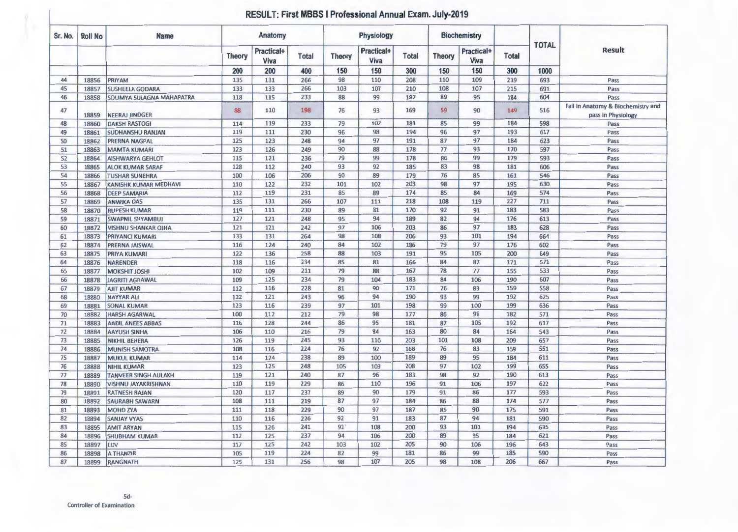## RESULT: First MBBS I Professional Annual Exam. July-2019

| Sr. No. | Roll No | Name | Anatomy | | | Physiology | | | Biochemistry | | | TOTAL | Result |
|---|---|---|---|---|---|---|---|---|---|---|---|---|---|
| | | | Theory | Practical+ Viva | Total | Theory | Practical+ Viva | Total | Theory | Practical+ Viva | Total | | |
| | | | 200 | 200 | 400 | 150 | 150 | 300 | 150 | 150 | 300 | 1000 | |
| 44 | 18856 | PRIYAM | 135 | 131 | 266 | 98 | 110 | 208 | 110 | 109 | 219 | 693 | Pass |
| 45 | 18857 | SUSHEELA GODARA | 133 | 133 | 266 | 103 | 107 | 210 | 108 | 107 | 215 | 691 | Pass |
| 46 | 18858 | SOUMYA SULAGNA MAHAPATRA | 118 | 115 | 233 | 88 | 99 | 187 | 89 | 95 | 184 | 604 | Pass |
| 47 | 18859 | NEERAJ JINDGER | 88 | 110 | 198 | 76 | 93 | 169 | 59 | 90 | 149 | 516 | Fail in Anatomy & Biochemistry and pass in Physiology |
| 48 | 18860 | DAKSH RASTOGI | 114 | 119 | 233 | 79 | 102 | 181 | 85 | 99 | 184 | 598 | Pass |
| 49 | 18861 | SUDHANSHU RANJAN | 119 | 111 | 230 | 96 | 98 | 194 | 96 | 97 | 193 | 617 | Pass |
| 50 | 18862 | PRERNA NAGPAL | 125 | 123 | 248 | 94 | 97 | 191 | 87 | 97 | 184 | 623 | Pass |
| 51 | 18863 | MAMTA KUMARI | 123 | 126 | 249 | 90 | 88 | 178 | 77 | 93 | 170 | 597 | Pass |
| 52 | 18864 | AISHWARYA GEHLOT | 115 | 121 | 236 | 79 | 99 | 178 | 80 | 99 | 179 | 593 | Pass |
| 53 | 18865 | ALOK KUMAR SARAF | 128 | 112 | 240 | 93 | 92 | 185 | 83 | 98 | 181 | 606 | Pass |
| 54 | 18866 | TUSHAR SUNEHRA | 100 | 106 | 206 | 90 | 89 | 179 | 76 | 85 | 161 | 546 | Pass |
| 55 | 18867 | KANISHK KUMAR MEDHAVI | 110 | 122 | 232 | 101 | 102 | 203 | 98 | 97 | 195 | 630 | Pass |
| 56 | 18868 | DEEP SAMARIA | 112 | 119 | 231 | 85 | 89 | 174 | 85 | 84 | 169 | 574 | Pass |
| 57 | 18869 | ANWIKA DAS | 135 | 131 | 266 | 107 | 111 | 218 | 108 | 119 | 227 | 711 | Pass |
| 58 | 18870 | RUPESH KUMAR | 119 | 111 | 230 | 89 | 81 | 170 | 92 | 91 | 183 | 583 | Pass |
| 59 | 18871 | SWAPNIL SHYAMBUJ | 127 | 121 | 248 | 95 | 94 | 189 | 82 | 94 | 176 | 613 | Pass |
| 60 | 18872 | VISHNU SHANKAR OJHA | 121 | 121 | 242 | 97 | 106 | 203 | 86 | 97 | 183 | 628 | Pass |
| 61 | 18873 | PRIYANCI KUMARI | 133 | 131 | 264 | 98 | 108 | 206 | 93 | 101 | 194 | 664 | Pass |
| 62 | 18874 | PRERNA JAISWAL | 116 | 124 | 240 | 84 | 102 | 186 | 79 | 97 | 176 | 602 | Pass |
| 63 | 18875 | PRIYA KUMARI | 122 | 136 | 258 | 88 | 103 | 191 | 95 | 105 | 200 | 649 | Pass |
| 64 | 18876 | NARENDER | 118 | 116 | 234 | 85 | 81 | 166 | 84 | 87 | 171 | 571 | Pass |
| 65 | 18877 | MOKSHIT JOSHI | 102 | 109 | 211 | 79 | 88 | 167 | 78 | 77 | 155 | 533 | Pass |
| 66 | 18878 | JAGRITI AGRAWAL | 109 | 125 | 234 | 79 | 104 | 183 | 84 | 106 | 190 | 607 | Pass |
| 67 | 18879 | AJIT KUMAR | 112 | 116 | 228 | 81 | 90 | 171 | 76 | 83 | 159 | 558 | Pass |
| 68 | 18880 | NAYYAR ALI | 122 | 121 | 243 | 96 | 94 | 190 | 93 | 99 | 192 | 625 | Pass |
| 69 | 18881 | SONAL KUMAR | 123 | 116 | 239 | 97 | 101 | 198 | 99 | 100 | 199 | 636 | Pass |
| 70 | 18882 | HARSH AGARWAL | 100 | 112 | 212 | 79 | 98 | 177 | 86 | 96 | 182 | 571 | Pass |
| 71 | 18883 | AADIL ANEES ABBAS | 116 | 128 | 244 | 86 | 95 | 181 | 87 | 105 | 192 | 617 | Pass |
| 72 | 18884 | AAYUSH SINHA | 106 | 110 | 216 | 79 | 84 | 163 | 80 | 84 | 164 | 543 | Pass |
| 73 | 18885 | NIKHIL BEHERA | 126 | 119 | 245 | 93 | 110 | 203 | 101 | 108 | 209 | 657 | Pass |
| 74 | 18886 | MUNISH SAMOTRA | 108 | 116 | 224 | 76 | 92 | 168 | 76 | 83 | 159 | 551 | Pass |
| 75 | 18887 | MUKUL KUMAR | 114 | 124 | 238 | 89 | 100 | 189 | 89 | 95 | 184 | 611 | Pass |
| 76 | 18888 | NIHIL KUMAR | 123 | 125 | 248 | 105 | 103 | 208 | 97 | 102 | 199 | 655 | Pass |
| 77 | 18889 | TANVEER SINGH AULAKH | 119 | 121 | 240 | 87 | 96 | 183 | 98 | 92 | 190 | 613 | Pass |
| 78 | 18890 | VISHNU JAYAKRISHNAN | 110 | 119 | 229 | 86 | 110 | 196 | 91 | 106 | 197 | 622 | Pass |
| 79 | 18891 | RATNESH RAJAN | 120 | 117 | 237 | 89 | 90 | 179 | 91 | 86 | 177 | 593 | Pass |
| 80 | 18892 | SAURABH SAWARN | 108 | 111 | 219 | 87 | 97 | 184 | 86 | 88 | 174 | 577 | Pass |
| 81 | 18893 | MOHD ZYA | 111 | 118 | 229 | 90 | 97 | 187 | 85 | 90 | 175 | 591 | Pass |
| 82 | 18894 | SANJAY VYAS | 110 | 116 | 226 | 92 | 91 | 183 | 87 | 94 | 181 | 590 | Pass |
| 83 | 18895 | AMIT ARYAN | 115 | 126 | 241 | 92 | 108 | 200 | 93 | 101 | 194 | 635 | Pass |
| 84 | 18896 | SHUBHAM KUMAR | 112 | 125 | 237 | 94 | 106 | 200 | 89 | 95 | 184 | 621 | Pass |
| 85 | 18897 | LUV | 117 | 125 | 242 | 103 | 102 | 205 | 90 | 106 | 196 | 643 | Pass |
| 86 | 18898 | A THANZIR | 105 | 119 | 224 | 82 | 99 | 181 | 86 | 99 | 185 | 590 | Pass |
| 87 | 18899 | RANGNATH | 125 | 131 | 256 | 98 | 107 | 205 | 98 | 108 | 206 | 667 | Pass |

Sd-
Controller of Examination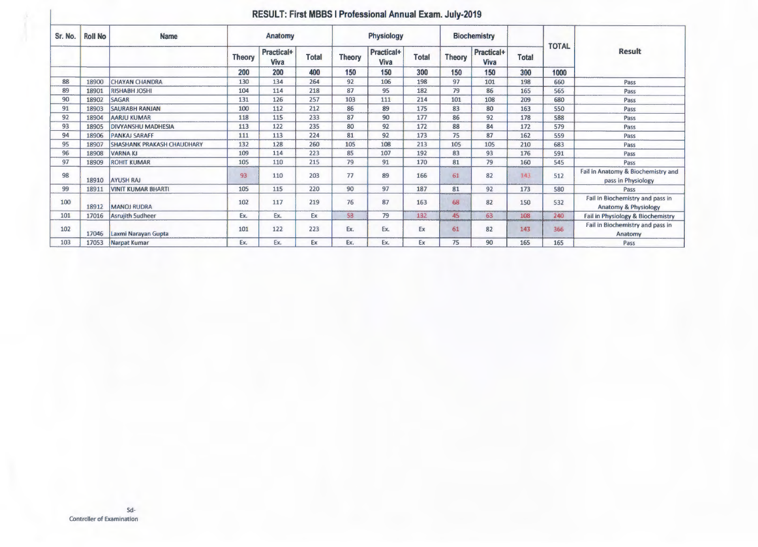# RESULT: First MBBS I Professional Annual Exam. July-2019

| Sr. No. | Roll No | Name | Anatomy | | | Physiology | | | Biochemistry | | | TOTAL | Result |
|---|---|---|---|---|---|---|---|---|---|---|---|---|---|
| | | | Theory | Practical+ Viva | Total | Theory | Practical+ Viva | Total | Theory | Practical+ Viva | Total | | |
| | | | 200 | 200 | 400 | 150 | 150 | 300 | 150 | 150 | 300 | 1000 | |
| 88 | 18900 | CHAYAN CHANDRA | 130 | 134 | 264 | 92 | 106 | 198 | 97 | 101 | 198 | 660 | Pass |
| 89 | 18901 | RISHABH JOSHI | 104 | 114 | 218 | 87 | 95 | 182 | 79 | 86 | 165 | 565 | Pass |
| 90 | 18902 | SAGAR | 131 | 126 | 257 | 103 | 111 | 214 | 101 | 108 | 209 | 680 | Pass |
| 91 | 18903 | SAURABH RANJAN | 100 | 112 | 212 | 86 | 89 | 175 | 83 | 80 | 163 | 550 | Pass |
| 92 | 18904 | AARJU KUMAR | 118 | 115 | 233 | 87 | 90 | 177 | 86 | 92 | 178 | 588 | Pass |
| 93 | 18905 | DIVYANSHU MADHESIA | 113 | 122 | 235 | 80 | 92 | 172 | 88 | 84 | 172 | 579 | Pass |
| 94 | 18906 | PANKAJ SARAFF | 111 | 113 | 224 | 81 | 92 | 173 | 75 | 87 | 162 | 559 | Pass |
| 95 | 18907 | SHASHANK PRAKASH CHAUDHARY | 132 | 128 | 260 | 105 | 108 | 213 | 105 | 105 | 210 | 683 | Pass |
| 96 | 18908 | VARNA KJ | 109 | 114 | 223 | 85 | 107 | 192 | 83 | 93 | 176 | 591 | Pass |
| 97 | 18909 | ROHIT KUMAR | 105 | 110 | 215 | 79 | 91 | 170 | 81 | 79 | 160 | 545 | Pass |
| 98 | 18910 | AYUSH RAJ | 93 | 110 | 203 | 77 | 89 | 166 | 61 | 82 | 143 | 512 | Fail in Anatomy & Biochemistry and pass in Physiology |
| 99 | 18911 | VINIT KUMAR BHARTI | 105 | 115 | 220 | 90 | 97 | 187 | 81 | 92 | 173 | 580 | Pass |
| 100 | 18912 | MANOJ RUDRA | 102 | 117 | 219 | 76 | 87 | 163 | 68 | 82 | 150 | 532 | Fail in Biochemistry and pass in Anatomy & Physiology |
| 101 | 17016 | Asrujith Sudheer | Ex. | Ex. | Ex | 53 | 79 | 132 | 45 | 63 | 108 | 240 | Fail in Physiology & Biochemistry |
| 102 | 17046 | Laxmi Narayan Gupta | 101 | 122 | 223 | Ex. | Ex. | Ex | 61 | 82 | 143 | 366 | Fail in Biochemistry and pass in Anatomy |
| 103 | 17053 | Narpat Kumar | Ex. | Ex. | Ex | Ex. | Ex. | Ex | 75 | 90 | 165 | 165 | Pass |

Sd-
Controller of Examination